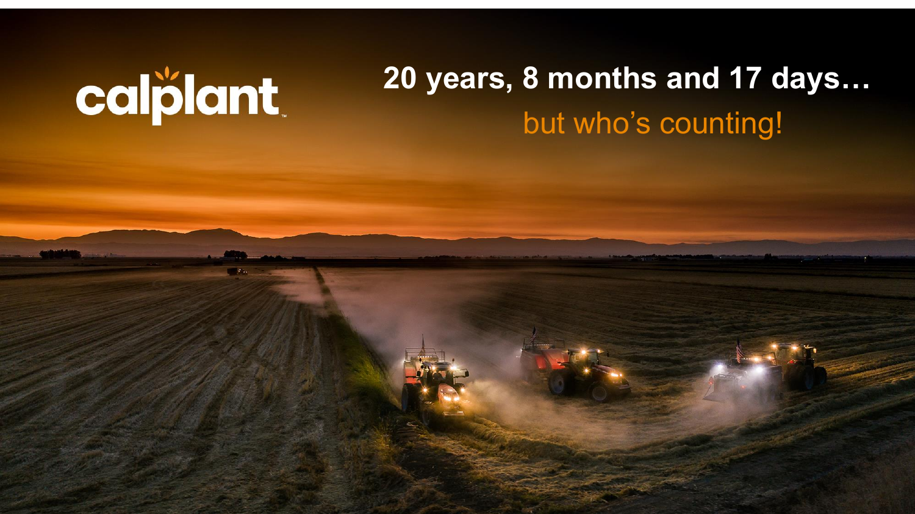calplant™

# 20 years, 8 months and 17 days…

but who's counting!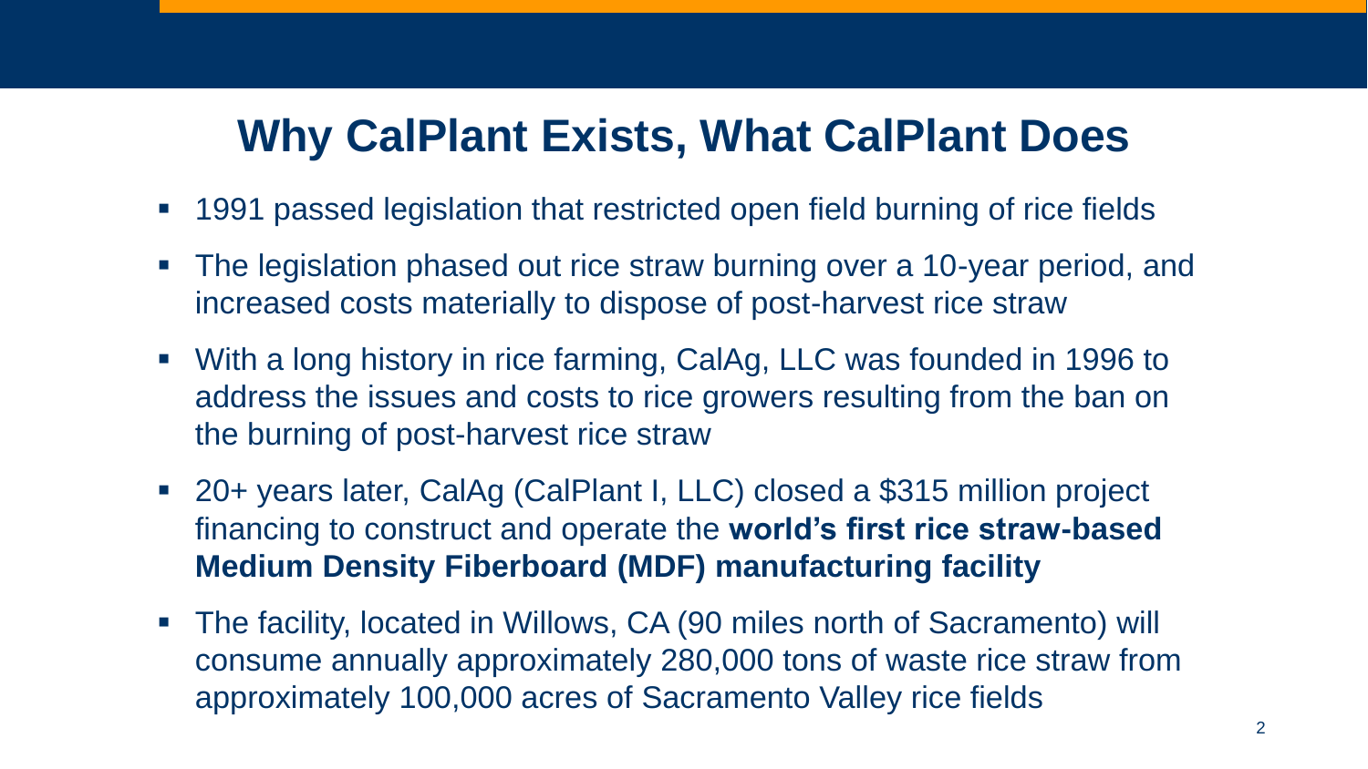# Why CalPlant Exists, What CalPlant Does

- 1991 passed legislation that restricted open field burning of rice fields
- The legislation phased out rice straw burning over a 10-year period, and increased costs materially to dispose of post-harvest rice straw
- With a long history in rice farming, CalAg, LLC was founded in 1996 to address the issues and costs to rice growers resulting from the ban on the burning of post-harvest rice straw
- 20+ years later, CalAg (CalPlant I, LLC) closed a $315 million project financing to construct and operate the **world's first rice straw-based Medium Density Fiberboard (MDF) manufacturing facility**
- The facility, located in Willows, CA (90 miles north of Sacramento) will consume annually approximately 280,000 tons of waste rice straw from approximately 100,000 acres of Sacramento Valley rice fields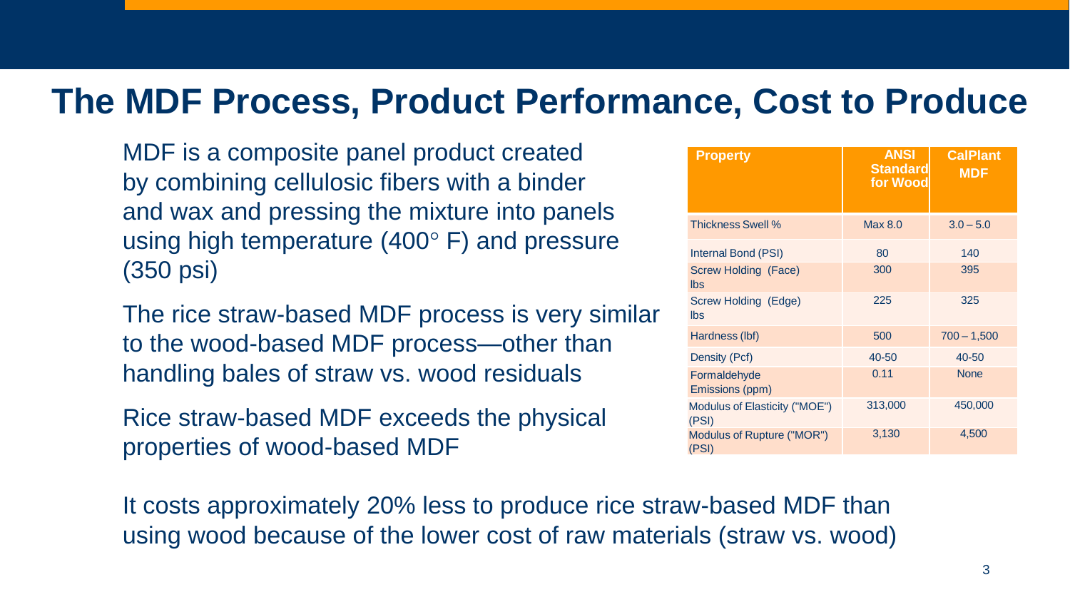# The MDF Process, Product Performance, Cost to Produce

MDF is a composite panel product created by combining cellulosic fibers with a binder and wax and pressing the mixture into panels using high temperature (400° F) and pressure (350 psi)

The rice straw-based MDF process is very similar to the wood-based MDF process—other than handling bales of straw vs. wood residuals

Rice straw-based MDF exceeds the physical properties of wood-based MDF

| Property | ANSI Standard for Wood | CalPlant MDF |
|---|---|---|
| Thickness Swell % | Max 8.0 | 3.0 – 5.0 |
| Internal Bond (PSI) | 80 | 140 |
| Screw Holding (Face) lbs | 300 | 395 |
| Screw Holding (Edge) lbs | 225 | 325 |
| Hardness (lbf) | 500 | 700 – 1,500 |
| Density (Pcf) | 40-50 | 40-50 |
| Formaldehyde Emissions (ppm) | 0.11 | None |
| Modulus of Elasticity ("MOE") (PSI) | 313,000 | 450,000 |
| Modulus of Rupture ("MOR") (PSI) | 3,130 | 4,500 |

It costs approximately 20% less to produce rice straw-based MDF than using wood because of the lower cost of raw materials (straw vs. wood)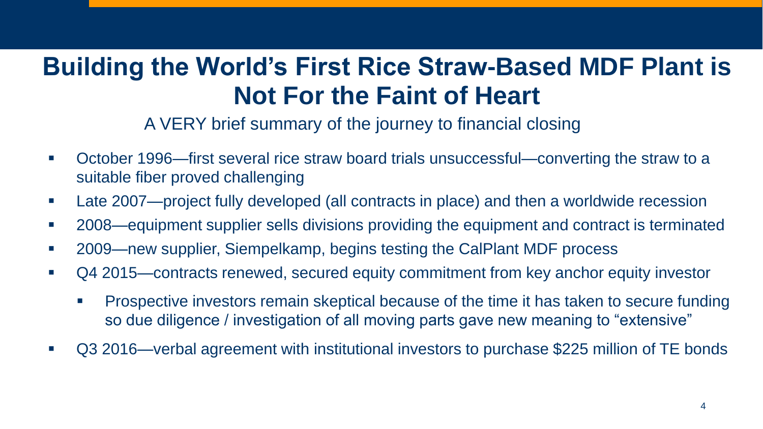# Building the World's First Rice Straw-Based MDF Plant is Not For the Faint of Heart

A VERY brief summary of the journey to financial closing

- October 1996—first several rice straw board trials unsuccessful—converting the straw to a suitable fiber proved challenging
- Late 2007—project fully developed (all contracts in place) and then a worldwide recession
- 2008—equipment supplier sells divisions providing the equipment and contract is terminated
- 2009—new supplier, Siempelkamp, begins testing the CalPlant MDF process
- Q4 2015—contracts renewed, secured equity commitment from key anchor equity investor
  - Prospective investors remain skeptical because of the time it has taken to secure funding so due diligence / investigation of all moving parts gave new meaning to "extensive"
- Q3 2016—verbal agreement with institutional investors to purchase $225 million of TE bonds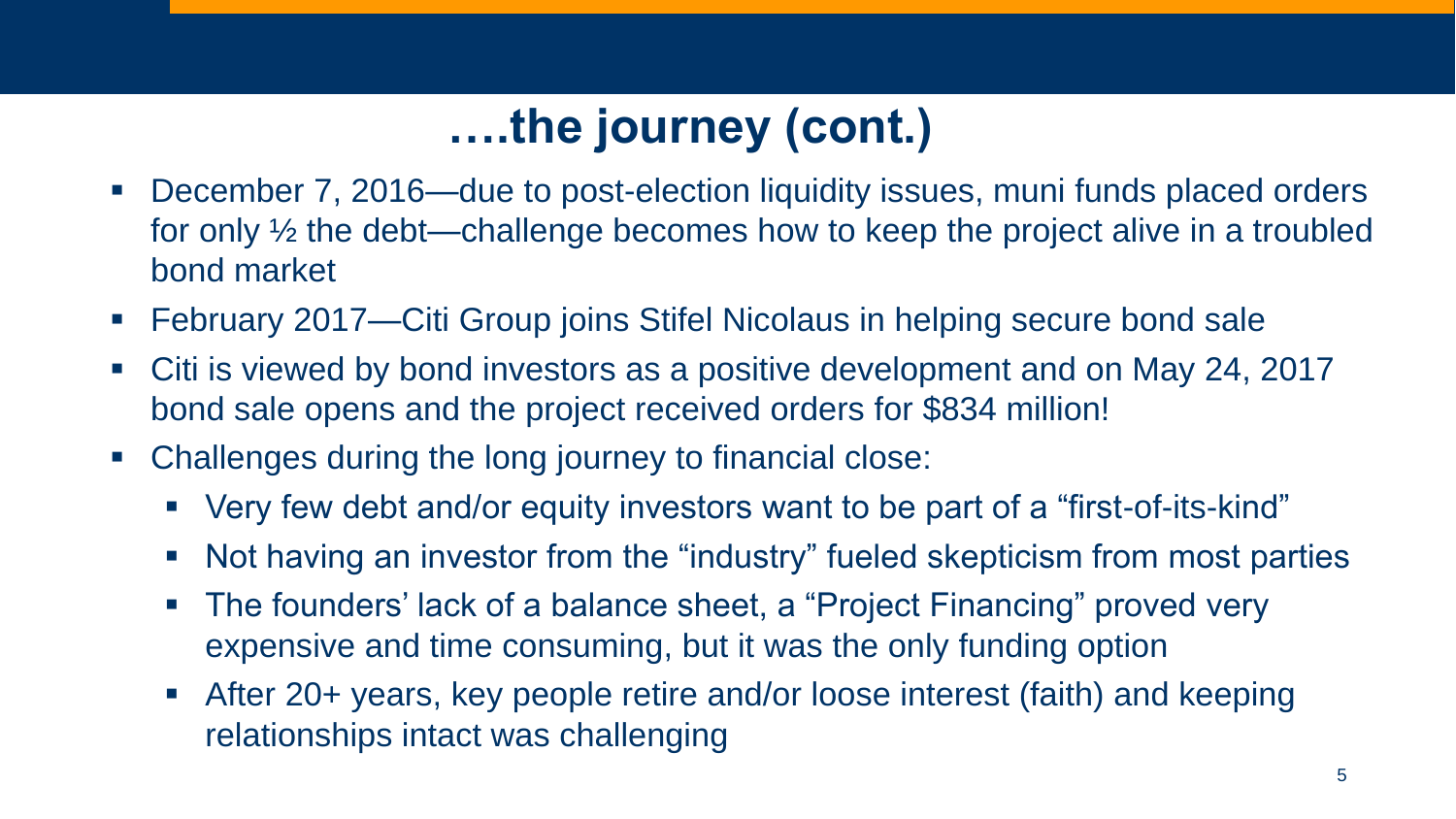# ….the journey (cont.)

- December 7, 2016—due to post-election liquidity issues, muni funds placed orders for only ½ the debt—challenge becomes how to keep the project alive in a troubled bond market
- February 2017—Citi Group joins Stifel Nicolaus in helping secure bond sale
- Citi is viewed by bond investors as a positive development and on May 24, 2017 bond sale opens and the project received orders for $834 million!
- Challenges during the long journey to financial close:
  - Very few debt and/or equity investors want to be part of a "first-of-its-kind"
  - Not having an investor from the "industry" fueled skepticism from most parties
  - The founders' lack of a balance sheet, a "Project Financing" proved very expensive and time consuming, but it was the only funding option
  - After 20+ years, key people retire and/or loose interest (faith) and keeping relationships intact was challenging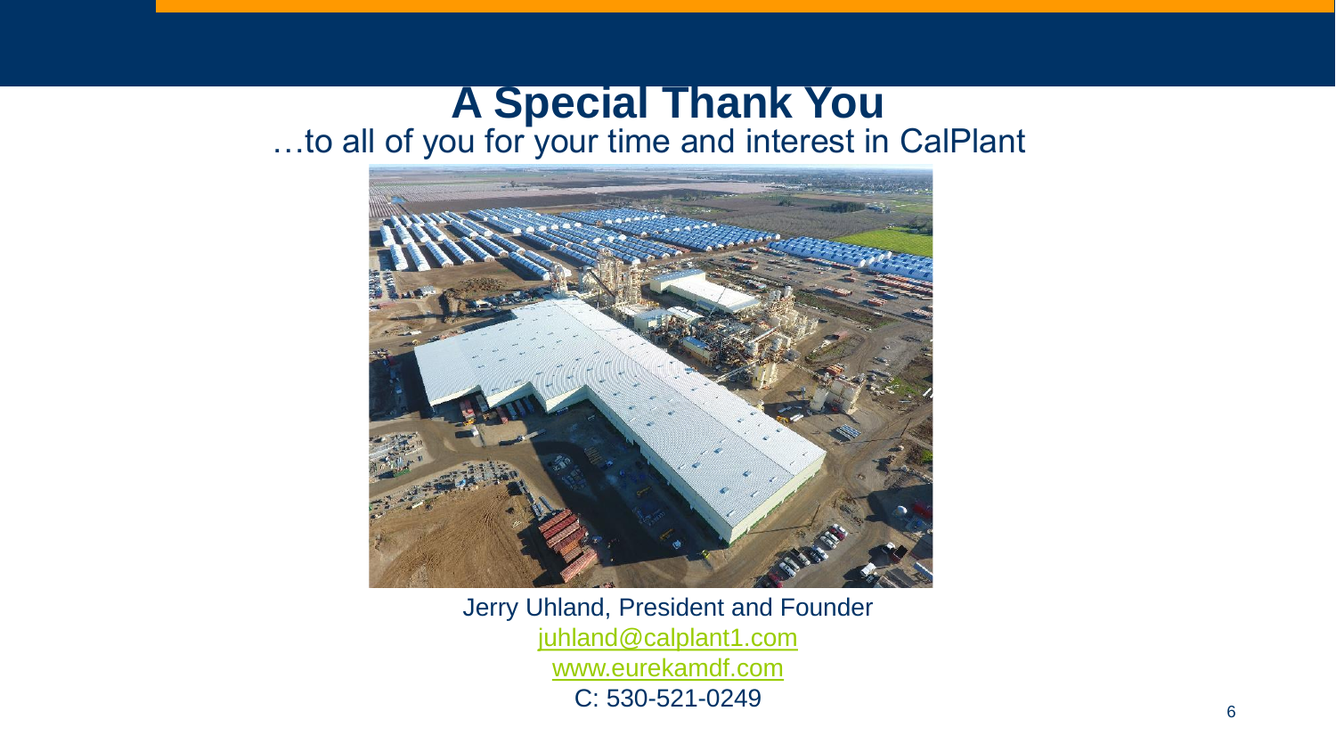# A Special Thank You

…to all of you for your time and interest in CalPlant

Jerry Uhland, President and Founder

juhland@calplant1.com

www.eurekamdf.com

C: 530-521-0249